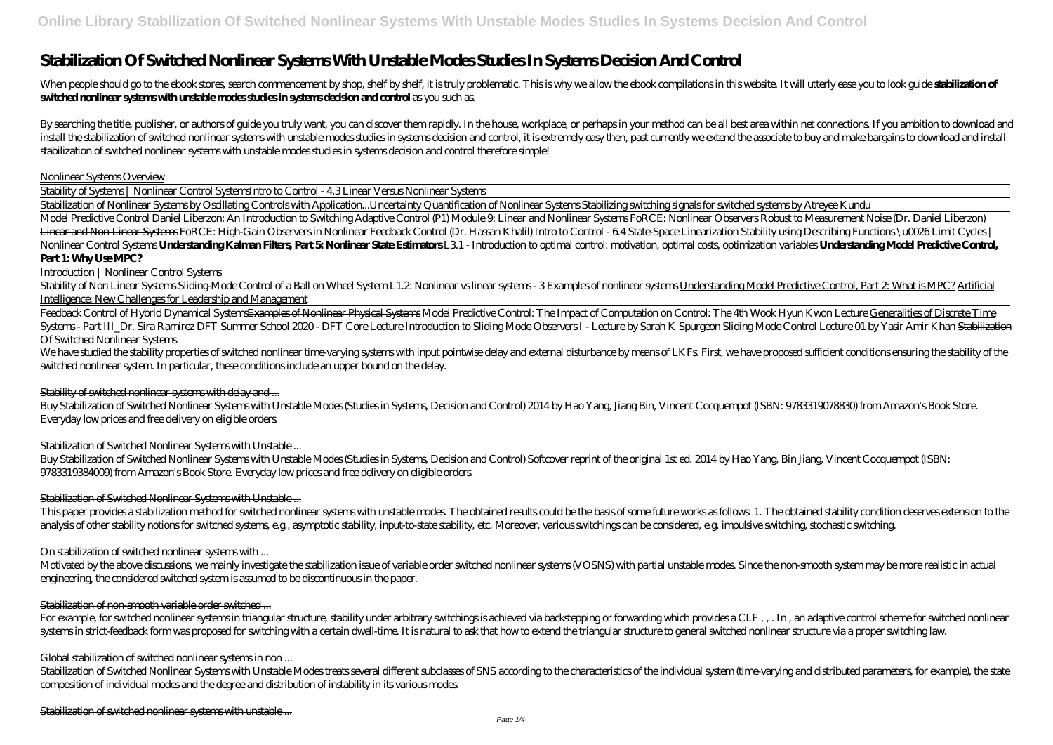# Stabilization Of Switched Nonlinear Systems With Unstable Modes Studies In Systems Decision And Control

When people should go to the ebook stores, search commencement by shop, shelf by shelf, it is truly problematic. This is why we allow the ebook compilations in this website. It will utterly ease you to look guide **stabilization of switched nonlinear systems with unstable modes studies in systems decision and control** as you such as.

By searching the title, publisher, or authors of guide you truly want, you can discover them rapidly. In the house, workplace, or perhaps in your method can be all best area within net connections. If you ambition to download and install the stabilization of switched nonlinear systems with unstable modes studies in systems decision and control, it is extremely easy then, past currently we extend the associate to buy and make bargains to download and install stabilization of switched nonlinear systems with unstable modes studies in systems decision and control therefore simple!

Nonlinear Systems Overview

Stability of Systems | Nonlinear Control Systems ~~Intro to Control - 4.3 Linear Versus Nonlinear Systems~~

Stabilization of Nonlinear Systems by Oscillating Controls with Application... *Uncertainty Quantification of Nonlinear Systems* *Stabilizing switching signals for switched systems by Atreyee Kundu*

Model Predictive Control *Daniel Liberzon: An Introduction to Switching Adaptive Control (P1)* *Module 9: Linear and Nonlinear Systems* *FoRCE: Nonlinear Observers Robust to Measurement Noise (Dr. Daniel Liberzon)* ~~Linear and Non-Linear Systems~~ *FoRCE: High-Gain Observers in Nonlinear Feedback Control (Dr. Hassan Khalil)* *Intro to Control - 6.4 State-Space Linearization* *Stability using Describing Functions \u0026 Limit Cycles | Nonlinear Control Systems* **Understanding Kalman Filters, Part 5: Nonlinear State Estimators** *L3.1 - Introduction to optimal control: motivation, optimal costs, optimization variables* **Understanding Model Predictive Control, Part 1: Why Use MPC?**

Introduction | Nonlinear Control Systems

Stability of Non Linear Systems *Sliding-Mode Control of a Ball on Wheel System* *L1.2: Nonlinear vs linear systems - 3 Examples of nonlinear systems* Understanding Model Predictive Control, Part 2: What is MPC? Artificial Intelligence: New Challenges for Leadership and Management

Feedback Control of Hybrid Dynamical Systems ~~Examples of Nonlinear Physical Systems~~ *Model Predictive Control: The Impact of Computation on Control: The 4th Wook Hyun Kwon Lecture* Generalities of Discrete Time Systems - Part III_Dr. Sira Ramirez DFT Summer School 2020 - DFT Core Lecture Introduction to Sliding Mode Observers I - Lecture by Sarah K Spurgeon *Sliding Mode Control Lecture 01 by Yasir Amir Khan* ~~Stabilization Of Switched Nonlinear Systems~~

We have studied the stability properties of switched nonlinear time-varying systems with input pointwise delay and external disturbance by means of LKFs. First, we have proposed sufficient conditions ensuring the stability of the switched nonlinear system. In particular, these conditions include an upper bound on the delay.

## Stability of switched nonlinear systems with delay and ...

Buy Stabilization of Switched Nonlinear Systems with Unstable Modes (Studies in Systems, Decision and Control) 2014 by Hao Yang, Jiang Bin, Vincent Cocquempot (ISBN: 9783319078830) from Amazon's Book Store. Everyday low prices and free delivery on eligible orders.

## Stabilization of Switched Nonlinear Systems with Unstable ...

Buy Stabilization of Switched Nonlinear Systems with Unstable Modes (Studies in Systems, Decision and Control) Softcover reprint of the original 1st ed. 2014 by Hao Yang, Bin Jiang, Vincent Cocquempot (ISBN: 9783319384009) from Amazon's Book Store. Everyday low prices and free delivery on eligible orders.

## Stabilization of Switched Nonlinear Systems with Unstable ...

This paper provides a stabilization method for switched nonlinear systems with unstable modes. The obtained results could be the basis of some future works as follows: 1. The obtained stability condition deserves extension to the analysis of other stability notions for switched systems, e.g., asymptotic stability, input-to-state stability, etc. Moreover, various switchings can be considered, e.g. impulsive switching, stochastic switching.

## On stabilization of switched nonlinear systems with ...

Motivated by the above discussions, we mainly investigate the stabilization issue of variable order switched nonlinear systems (VOSNS) with partial unstable modes. Since the non-smooth system may be more realistic in actual engineering, the considered switched system is assumed to be discontinuous in the paper.

## Stabilization of non-smooth variable order switched ...

For example, for switched nonlinear systems in triangular structure, stability under arbitrary switchings is achieved via backstepping or forwarding which provides a CLF , , . In , an adaptive control scheme for switched nonlinear systems in strict-feedback form was proposed for switching with a certain dwell-time. It is natural to ask that how to extend the triangular structure to general switched nonlinear structure via a proper switching law.

## Global stabilization of switched nonlinear systems in non ...

Stabilization of Switched Nonlinear Systems with Unstable Modes treats several different subclasses of SNS according to the characteristics of the individual system (time-varying and distributed parameters, for example), the state composition of individual modes and the degree and distribution of instability in its various modes.

## Stabilization of switched nonlinear systems with unstable ...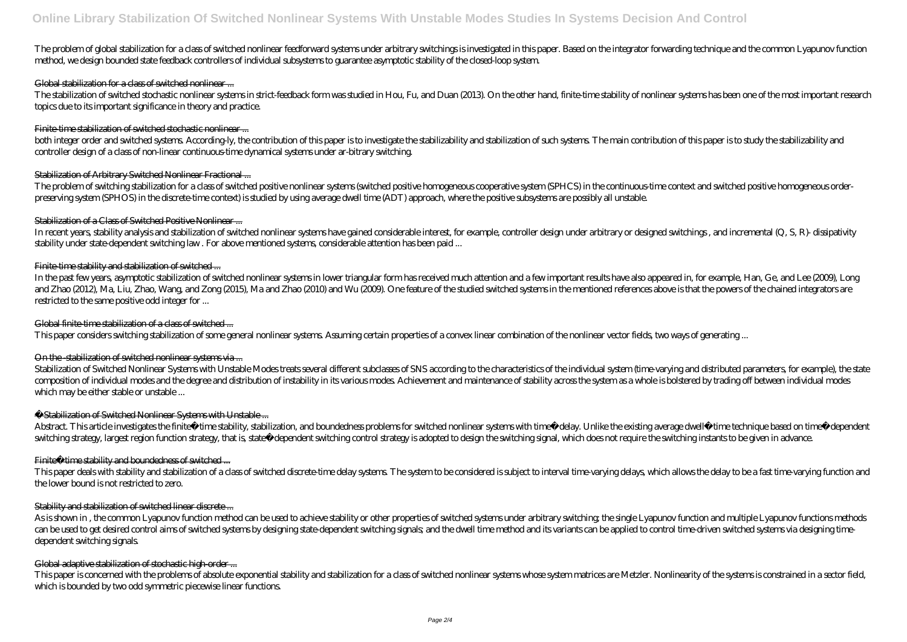The problem of global stabilization for a class of switched nonlinear feedforward systems under arbitrary switchings is investigated in this paper. Based on the integrator forwarding technique and the common Lyapunov function method, we design bounded state feedback controllers of individual subsystems to guarantee asymptotic stability of the closed-loop system.

Global stabilization for a class of switched nonlinear ...

The stabilization of switched stochastic nonlinear systems in strict-feedback form was studied in Hou, Fu, and Duan (2013). On the other hand, finite-time stability of nonlinear systems has been one of the most important research topics due to its important significance in theory and practice.

Finite-time stabilization of switched stochastic nonlinear ...

both integer order and switched systems. According-ly, the contribution of this paper is to investigate the stabilizability and stabilization of such systems. The main contribution of this paper is to study the stabilizability and controller design of a class of non-linear continuous-time dynamical systems under ar-bitrary switching.

Stabilization of Arbitrary Switched Nonlinear Fractional ...

The problem of switching stabilization for a class of switched positive nonlinear systems (switched positive homogeneous cooperative system (SPHCS) in the continuous-time context and switched positive homogeneous order-preserving system (SPHOS) in the discrete-time context) is studied by using average dwell time (ADT) approach, where the positive subsystems are possibly all unstable.

Stabilization of a Class of Switched Positive Nonlinear ...

In recent years, stability analysis and stabilization of switched nonlinear systems have gained considerable interest, for example, controller design under arbitrary or designed switchings , and incremental (Q, S, R)- dissipativity stability under state-dependent switching law . For above mentioned systems, considerable attention has been paid ...

Finite-time stability and stabilization of switched ...

In the past few years, asymptotic stabilization of switched nonlinear systems in lower triangular form has received much attention and a few important results have also appeared in, for example, Han, Ge, and Lee (2009), Long and Zhao (2012), Ma, Liu, Zhao, Wang, and Zong (2015), Ma and Zhao (2010) and Wu (2009). One feature of the studied switched systems in the mentioned references above is that the powers of the chained integrators are restricted to the same positive odd integer for ...

Global finite-time stabilization of a class of switched ...

This paper considers switching stabilization of some general nonlinear systems. Assuming certain properties of a convex linear combination of the nonlinear vector fields, two ways of generating ...

On the -stabilization of switched nonlinear systems via ...

Stabilization of Switched Nonlinear Systems with Unstable Modes treats several different subclasses of SNS according to the characteristics of the individual system (time-varying and distributed parameters, for example), the state composition of individual modes and the degree and distribution of instability in its various modes. Achievement and maintenance of stability across the system as a whole is bolstered by trading off between individual modes which may be either stable or unstable ...

Stabilization of Switched Nonlinear Systems with Unstable ...

Abstract. This article investigates the finite‐time stability, stabilization, and boundedness problems for switched nonlinear systems with time‐delay. Unlike the existing average dwell‐time technique based on time‐dependent switching strategy, largest region function strategy, that is, state‐dependent switching control strategy is adopted to design the switching signal, which does not require the switching instants to be given in advance.

Finite‐time stability and boundedness of switched ...

This paper deals with stability and stabilization of a class of switched discrete-time delay systems. The system to be considered is subject to interval time-varying delays, which allows the delay to be a fast time-varying function and the lower bound is not restricted to zero.

Stability and stabilization of switched linear discrete ...

As is shown in , the common Lyapunov function method can be used to achieve stability or other properties of switched systems under arbitrary switching; the single Lyapunov function and multiple Lyapunov functions methods can be used to get desired control aims of switched systems by designing state-dependent switching signals; and the dwell time method and its variants can be applied to control time-driven switched systems via designing time-dependent switching signals.

Global adaptive stabilization of stochastic high-order ...

This paper is concerned with the problems of absolute exponential stability and stabilization for a class of switched nonlinear systems whose system matrices are Metzler. Nonlinearity of the systems is constrained in a sector field, which is bounded by two odd symmetric piecewise linear functions.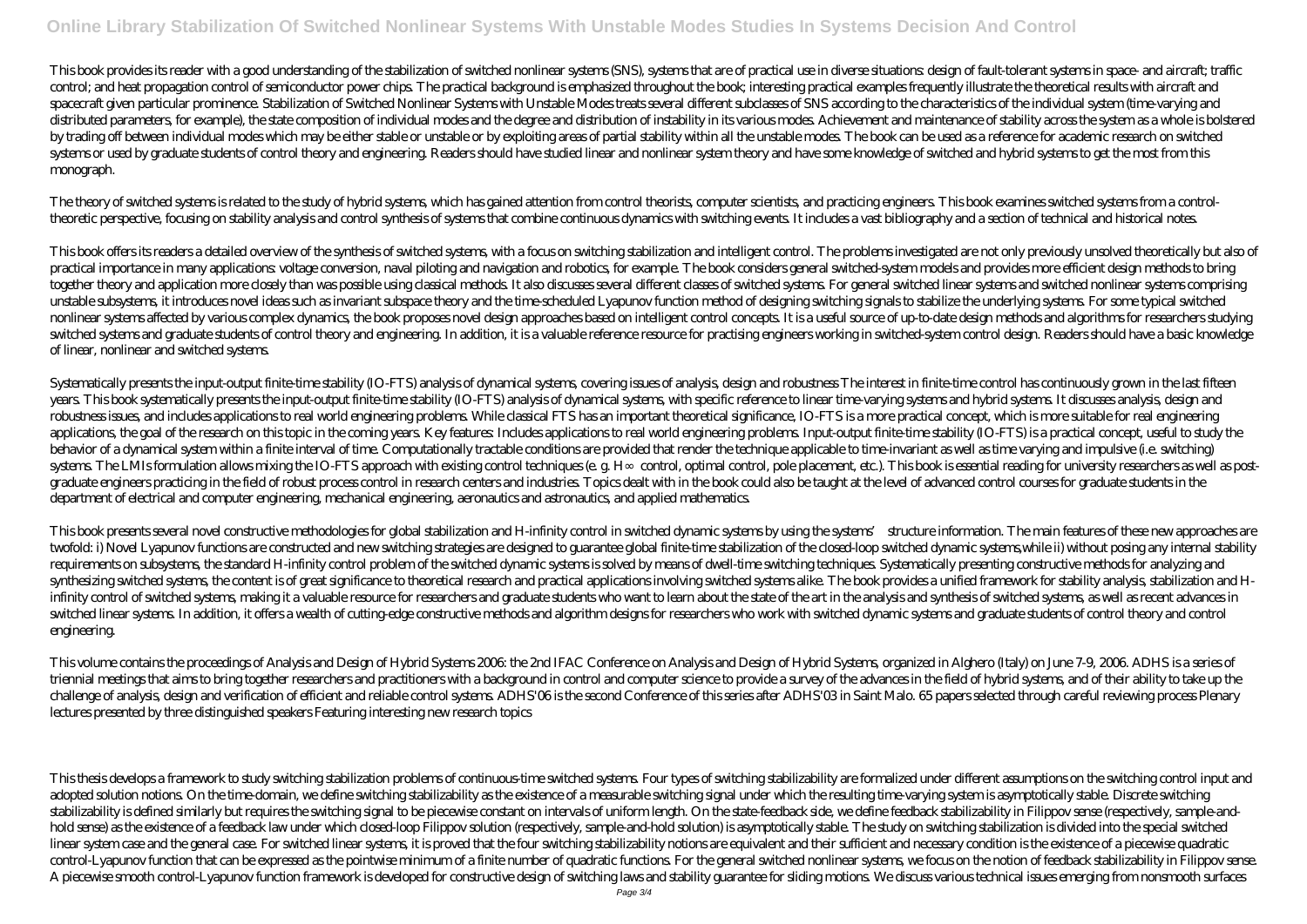This book provides its reader with a good understanding of the stabilization of switched nonlinear systems (SNS), systems that are of practical use in diverse situations: design of fault-tolerant systems in space- and aircraft; traffic control; and heat propagation control of semiconductor power chips. The practical background is emphasized throughout the book; interesting practical examples frequently illustrate the theoretical results with aircraft and spacecraft given particular prominence. Stabilization of Switched Nonlinear Systems with Unstable Modes treats several different subclasses of SNS according to the characteristics of the individual system (time-varying and distributed parameters, for example), the state composition of individual modes and the degree and distribution of instability in its various modes. Achievement and maintenance of stability across the system as a whole is bolstered by trading off between individual modes which may be either stable or unstable or by exploiting areas of partial stability within all the unstable modes. The book can be used as a reference for academic research on switched systems or used by graduate students of control theory and engineering. Readers should have studied linear and nonlinear system theory and have some knowledge of switched and hybrid systems to get the most from this monograph.

The theory of switched systems is related to the study of hybrid systems, which has gained attention from control theorists, computer scientists, and practicing engineers. This book examines switched systems from a control-theoretic perspective, focusing on stability analysis and control synthesis of systems that combine continuous dynamics with switching events. It includes a vast bibliography and a section of technical and historical notes.

This book offers its readers a detailed overview of the synthesis of switched systems, with a focus on switching stabilization and intelligent control. The problems investigated are not only previously unsolved theoretically but also of practical importance in many applications: voltage conversion, naval piloting and navigation and robotics, for example. The book considers general switched-system models and provides more efficient design methods to bring together theory and application more closely than was possible using classical methods. It also discusses several different classes of switched systems. For general switched linear systems and switched nonlinear systems comprising unstable subsystems, it introduces novel ideas such as invariant subspace theory and the time-scheduled Lyapunov function method of designing switching signals to stabilize the underlying systems. For some typical switched nonlinear systems affected by various complex dynamics, the book proposes novel design approaches based on intelligent control concepts. It is a useful source of up-to-date design methods and algorithms for researchers studying switched systems and graduate students of control theory and engineering. In addition, it is a valuable reference resource for practising engineers working in switched-system control design. Readers should have a basic knowledge of linear, nonlinear and switched systems.

Systematically presents the input-output finite-time stability (IO-FTS) analysis of dynamical systems, covering issues of analysis, design and robustness The interest in finite-time control has continuously grown in the last fifteen years. This book systematically presents the input-output finite-time stability (IO-FTS) analysis of dynamical systems, with specific reference to linear time-varying systems and hybrid systems. It discusses analysis, design and robustness issues, and includes applications to real world engineering problems. While classical FTS has an important theoretical significance, IO-FTS is a more practical concept, which is more suitable for real engineering applications, the goal of the research on this topic in the coming years. Key features: Includes applications to real world engineering problems. Input-output finite-time stability (IO-FTS) is a practical concept, useful to study the behavior of a dynamical system within a finite interval of time. Computationally tractable conditions are provided that render the technique applicable to time-invariant as well as time varying and impulsive (i.e. switching) systems. The LMIs formulation allows mixing the IO-FTS approach with existing control techniques (e. g. H∞ control, optimal control, pole placement, etc.). This book is essential reading for university researchers as well as post-graduate engineers practicing in the field of robust process control in research centers and industries. Topics dealt with in the book could also be taught at the level of advanced control courses for graduate students in the department of electrical and computer engineering, mechanical engineering, aeronautics and astronautics, and applied mathematics.

This book presents several novel constructive methodologies for global stabilization and H-infinity control in switched dynamic systems by using the systems' structure information. The main features of these new approaches are twofold: i) Novel Lyapunov functions are constructed and new switching strategies are designed to guarantee global finite-time stabilization of the closed-loop switched dynamic systems,while ii) without posing any internal stability requirements on subsystems, the standard H-infinity control problem of the switched dynamic systems is solved by means of dwell-time switching techniques. Systematically presenting constructive methods for analyzing and synthesizing switched systems, the content is of great significance to theoretical research and practical applications involving switched systems alike. The book provides a unified framework for stability analysis, stabilization and H-infinity control of switched systems, making it a valuable resource for researchers and graduate students who want to learn about the state of the art in the analysis and synthesis of switched systems, as well as recent advances in switched linear systems. In addition, it offers a wealth of cutting-edge constructive methods and algorithm designs for researchers who work with switched dynamic systems and graduate students of control theory and control engineering.

This volume contains the proceedings of Analysis and Design of Hybrid Systems 2006: the 2nd IFAC Conference on Analysis and Design of Hybrid Systems, organized in Alghero (Italy) on June 7-9, 2006. ADHS is a series of triennial meetings that aims to bring together researchers and practitioners with a background in control and computer science to provide a survey of the advances in the field of hybrid systems, and of their ability to take up the challenge of analysis, design and verification of efficient and reliable control systems. ADHS'06 is the second Conference of this series after ADHS'03 in Saint Malo. 65 papers selected through careful reviewing process Plenary lectures presented by three distinguished speakers Featuring interesting new research topics

This thesis develops a framework to study switching stabilization problems of continuous-time switched systems. Four types of switching stabilizability are formalized under different assumptions on the switching control input and adopted solution notions. On the time-domain, we define switching stabilizability as the existence of a measurable switching signal under which the resulting time-varying system is asymptotically stable. Discrete switching stabilizability is defined similarly but requires the switching signal to be piecewise constant on intervals of uniform length. On the state-feedback side, we define feedback stabilizability in Filippov sense (respectively, sample-and-hold sense) as the existence of a feedback law under which closed-loop Filippov solution (respectively, sample-and-hold solution) is asymptotically stable. The study on switching stabilization is divided into the special switched linear system case and the general case. For switched linear systems, it is proved that the four switching stabilizability notions are equivalent and their sufficient and necessary condition is the existence of a piecewise quadratic control-Lyapunov function that can be expressed as the pointwise minimum of a finite number of quadratic functions. For the general switched nonlinear systems, we focus on the notion of feedback stabilizability in Filippov sense. A piecewise smooth control-Lyapunov function framework is developed for constructive design of switching laws and stability guarantee for sliding motions. We discuss various technical issues emerging from nonsmooth surfaces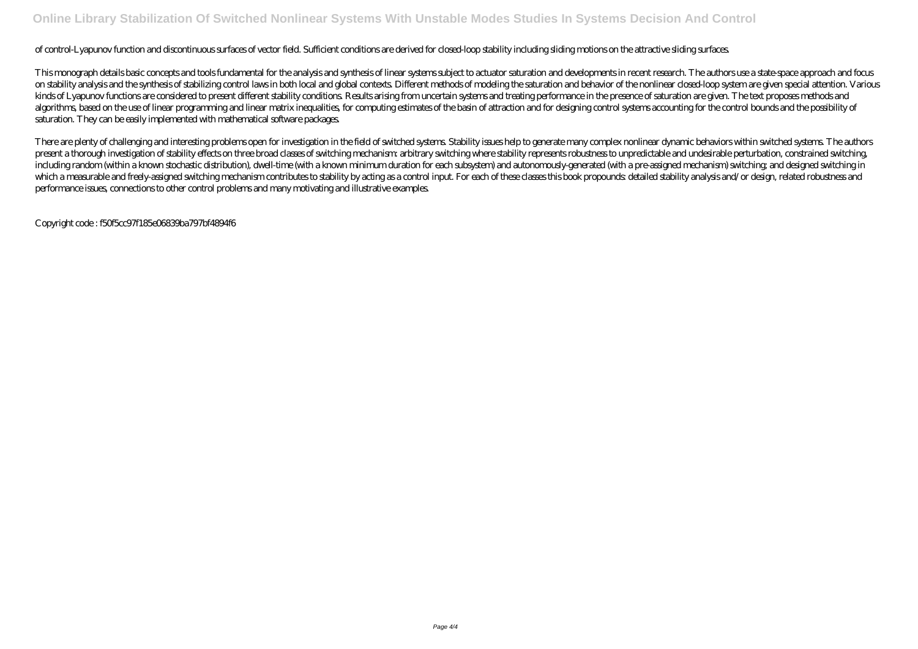of control-Lyapunov function and discontinuous surfaces of vector field. Sufficient conditions are derived for closed-loop stability including sliding motions on the attractive sliding surfaces.

This monograph details basic concepts and tools fundamental for the analysis and synthesis of linear systems subject to actuator saturation and developments in recent research. The authors use a state-space approach and focus on stability analysis and the synthesis of stabilizing control laws in both local and global contexts. Different methods of modeling the saturation and behavior of the nonlinear closed-loop system are given special attention. Various kinds of Lyapunov functions are considered to present different stability conditions. Results arising from uncertain systems and treating performance in the presence of saturation are given. The text proposes methods and algorithms, based on the use of linear programming and linear matrix inequalities, for computing estimates of the basin of attraction and for designing control systems accounting for the control bounds and the possibility of saturation. They can be easily implemented with mathematical software packages.

There are plenty of challenging and interesting problems open for investigation in the field of switched systems. Stability issues help to generate many complex nonlinear dynamic behaviors within switched systems. The authors present a thorough investigation of stability effects on three broad classes of switching mechanism: arbitrary switching where stability represents robustness to unpredictable and undesirable perturbation, constrained switching, including random (within a known stochastic distribution), dwell-time (with a known minimum duration for each subsystem) and autonomously-generated (with a pre-assigned mechanism) switching; and designed switching in which a measurable and freely-assigned switching mechanism contributes to stability by acting as a control input. For each of these classes this book propounds: detailed stability analysis and/or design, related robustness and performance issues, connections to other control problems and many motivating and illustrative examples.

Copyright code : f50f5cc97f185e06839ba797bf4894f6